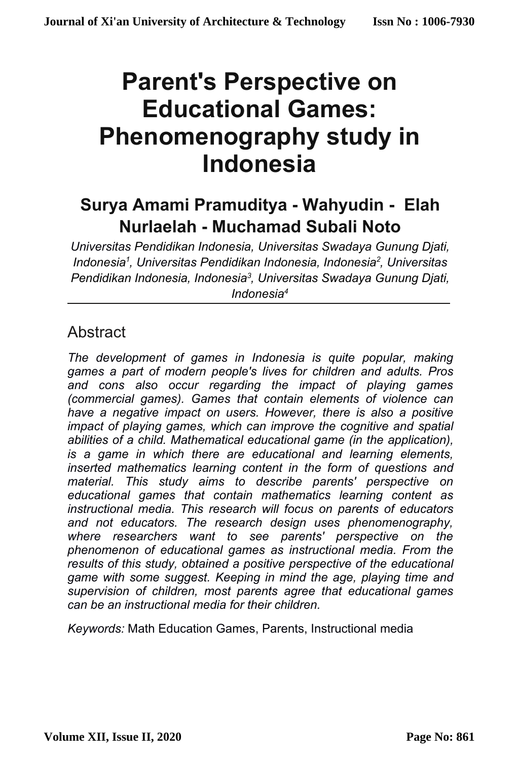# Parent's Perspective on Educational Games: Phenomenography study in Indonesia

## Surya Amami Pramuditya - Wahyudin - Elah Nurlaelah - Muchamad Subali Noto

*Universitas Pendidikan Indonesia, Universitas Swadaya Gunung Djati, Indonesia[1], Universitas Pendidikan Indonesia, Indonesia[2], Universitas Pendidikan Indonesia, Indonesia[3], Universitas Swadaya Gunung Djati, Indonesia[4]*

---

## Abstract

*The development of games in Indonesia is quite popular, making games a part of modern people's lives for children and adults. Pros and cons also occur regarding the impact of playing games (commercial games). Games that contain elements of violence can have a negative impact on users. However, there is also a positive impact of playing games, which can improve the cognitive and spatial abilities of a child. Mathematical educational game (in the application), is a game in which there are educational and learning elements, inserted mathematics learning content in the form of questions and material. This study aims to describe parents' perspective on educational games that contain mathematics learning content as instructional media. This research will focus on parents of educators and not educators. The research design uses phenomenography, where researchers want to see parents' perspective on the phenomenon of educational games as instructional media. From the results of this study, obtained a positive perspective of the educational game with some suggest. Keeping in mind the age, playing time and supervision of children, most parents agree that educational games can be an instructional media for their children.*

*Keywords:* Math Education Games, Parents, Instructional media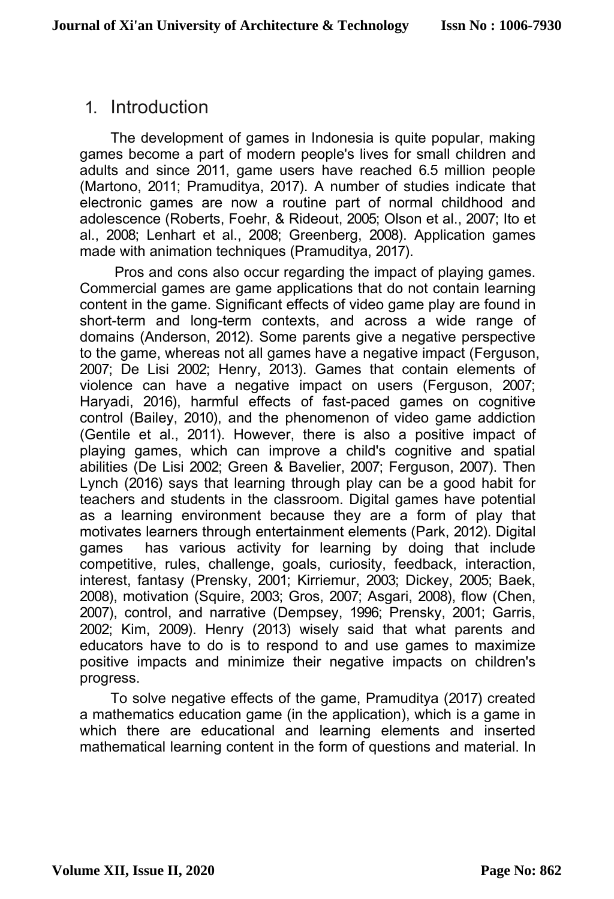# 1. Introduction

The development of games in Indonesia is quite popular, making games become a part of modern people's lives for small children and adults and since 2011, game users have reached 6.5 million people (Martono, 2011; Pramuditya, 2017). A number of studies indicate that electronic games are now a routine part of normal childhood and adolescence (Roberts, Foehr, & Rideout, 2005; Olson et al., 2007; Ito et al., 2008; Lenhart et al., 2008; Greenberg, 2008). Application games made with animation techniques (Pramuditya, 2017).

Pros and cons also occur regarding the impact of playing games. Commercial games are game applications that do not contain learning content in the game. Significant effects of video game play are found in short-term and long-term contexts, and across a wide range of domains (Anderson, 2012). Some parents give a negative perspective to the game, whereas not all games have a negative impact (Ferguson, 2007; De Lisi 2002; Henry, 2013). Games that contain elements of violence can have a negative impact on users (Ferguson, 2007; Haryadi, 2016), harmful effects of fast-paced games on cognitive control (Bailey, 2010), and the phenomenon of video game addiction (Gentile et al., 2011). However, there is also a positive impact of playing games, which can improve a child's cognitive and spatial abilities (De Lisi 2002; Green & Bavelier, 2007; Ferguson, 2007). Then Lynch (2016) says that learning through play can be a good habit for teachers and students in the classroom. Digital games have potential as a learning environment because they are a form of play that motivates learners through entertainment elements (Park, 2012). Digital games has various activity for learning by doing that include competitive, rules, challenge, goals, curiosity, feedback, interaction, interest, fantasy (Prensky, 2001; Kirriemur, 2003; Dickey, 2005; Baek, 2008), motivation (Squire, 2003; Gros, 2007; Asgari, 2008), flow (Chen, 2007), control, and narrative (Dempsey, 1996; Prensky, 2001; Garris, 2002; Kim, 2009). Henry (2013) wisely said that what parents and educators have to do is to respond to and use games to maximize positive impacts and minimize their negative impacts on children's progress.

To solve negative effects of the game, Pramuditya (2017) created a mathematics education game (in the application), which is a game in which there are educational and learning elements and inserted mathematical learning content in the form of questions and material. In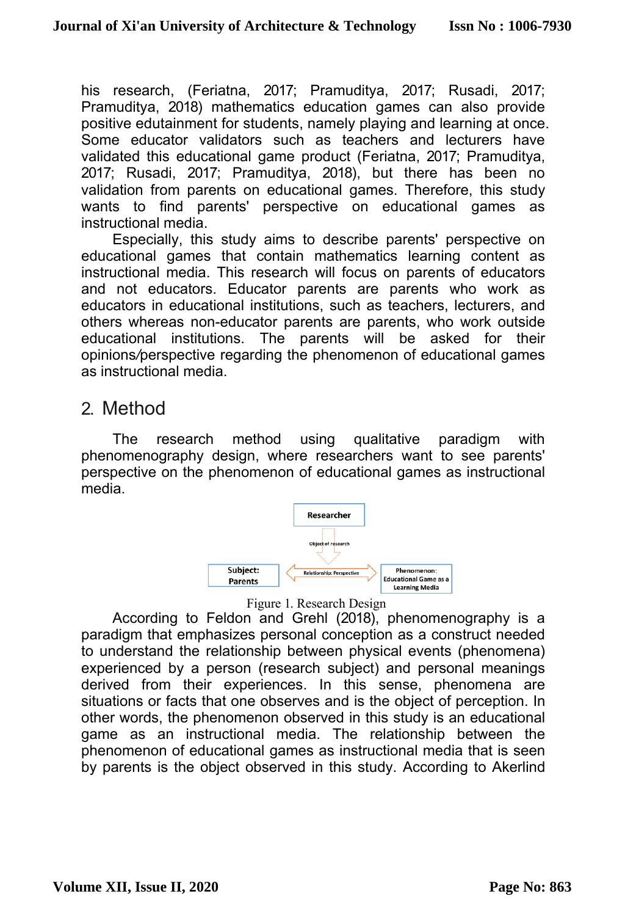his research, (Feriatna, 2017; Pramuditya, 2017; Rusadi, 2017; Pramuditya, 2018) mathematics education games can also provide positive edutainment for students, namely playing and learning at once. Some educator validators such as teachers and lecturers have validated this educational game product (Feriatna, 2017; Pramuditya, 2017; Rusadi, 2017; Pramuditya, 2018), but there has been no validation from parents on educational games. Therefore, this study wants to find parents' perspective on educational games as instructional media.

Especially, this study aims to describe parents' perspective on educational games that contain mathematics learning content as instructional media. This research will focus on parents of educators and not educators. Educator parents are parents who work as educators in educational institutions, such as teachers, lecturers, and others whereas non-educator parents are parents, who work outside educational institutions. The parents will be asked for their opinions/perspective regarding the phenomenon of educational games as instructional media.

## 2. Method

The research method using qualitative paradigm with phenomenography design, where researchers want to see parents' perspective on the phenomenon of educational games as instructional media.

Researcher

Object of research

Subject: Parents — Relationship: Perspective — Phenomenon: Educational Game as a Learning Media

Figure 1. Research Design

According to Feldon and Grehl (2018), phenomenography is a paradigm that emphasizes personal conception as a construct needed to understand the relationship between physical events (phenomena) experienced by a person (research subject) and personal meanings derived from their experiences. In this sense, phenomena are situations or facts that one observes and is the object of perception. In other words, the phenomenon observed in this study is an educational game as an instructional media. The relationship between the phenomenon of educational games as instructional media that is seen by parents is the object observed in this study. According to Akerlind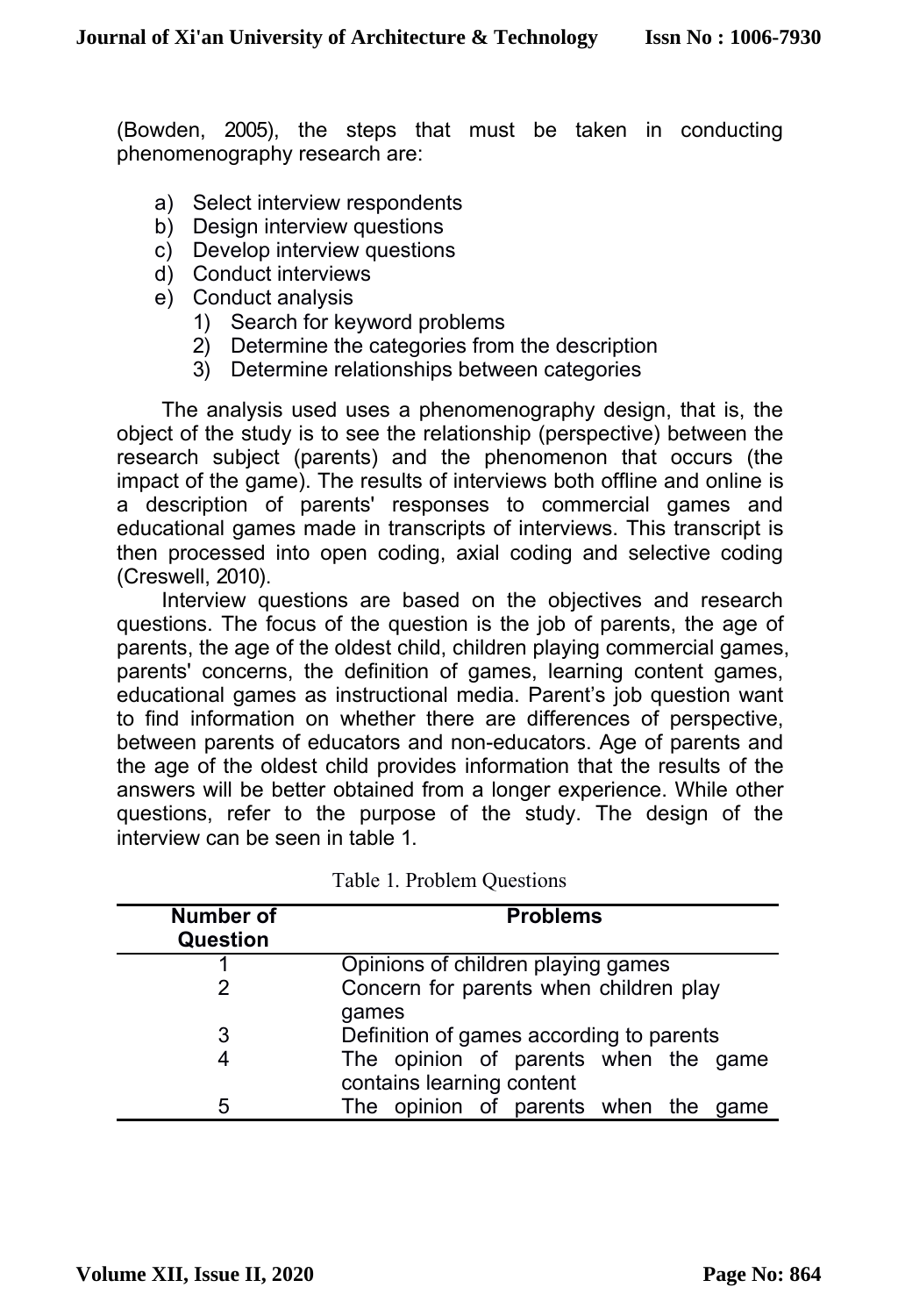(Bowden, 2005), the steps that must be taken in conducting phenomenography research are:

a) Select interview respondents
b) Design interview questions
c) Develop interview questions
d) Conduct interviews
e) Conduct analysis
    1) Search for keyword problems
    2) Determine the categories from the description
    3) Determine relationships between categories

The analysis used uses a phenomenography design, that is, the object of the study is to see the relationship (perspective) between the research subject (parents) and the phenomenon that occurs (the impact of the game). The results of interviews both offline and online is a description of parents' responses to commercial games and educational games made in transcripts of interviews. This transcript is then processed into open coding, axial coding and selective coding (Creswell, 2010).

Interview questions are based on the objectives and research questions. The focus of the question is the job of parents, the age of parents, the age of the oldest child, children playing commercial games, parents' concerns, the definition of games, learning content games, educational games as instructional media. Parent's job question want to find information on whether there are differences of perspective, between parents of educators and non-educators. Age of parents and the age of the oldest child provides information that the results of the answers will be better obtained from a longer experience. While other questions, refer to the purpose of the study. The design of the interview can be seen in table 1.

Table 1. Problem Questions

| Number of Question | Problems |
|---|---|
| 1 | Opinions of children playing games |
| 2 | Concern for parents when children play games |
| 3 | Definition of games according to parents |
| 4 | The opinion of parents when the game contains learning content |
| 5 | The opinion of parents when the game |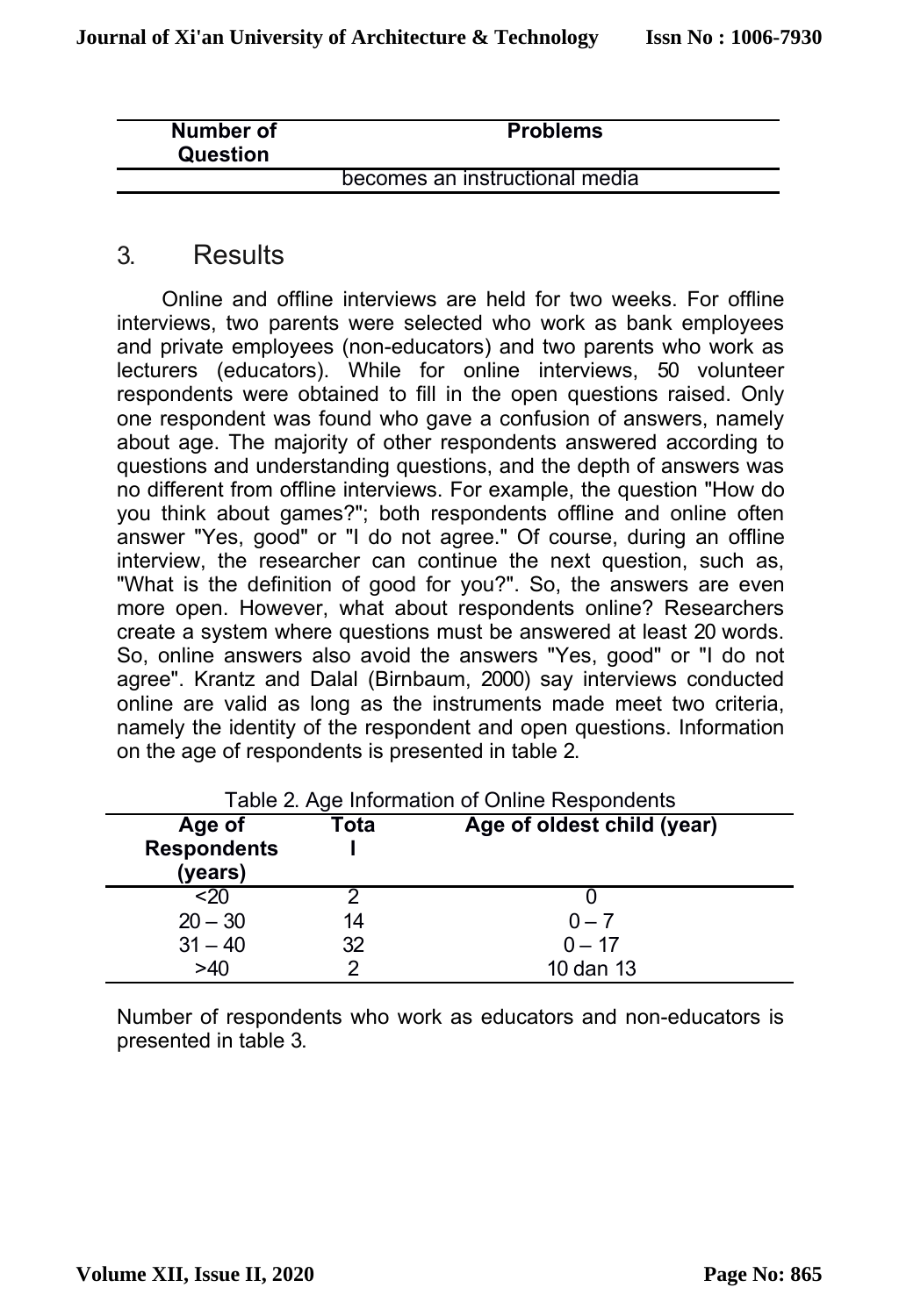| Number of Question | Problems |
|---|---|
| | becomes an instructional media |

## 3. Results

Online and offline interviews are held for two weeks. For offline interviews, two parents were selected who work as bank employees and private employees (non-educators) and two parents who work as lecturers (educators). While for online interviews, 50 volunteer respondents were obtained to fill in the open questions raised. Only one respondent was found who gave a confusion of answers, namely about age. The majority of other respondents answered according to questions and understanding questions, and the depth of answers was no different from offline interviews. For example, the question "How do you think about games?"; both respondents offline and online often answer "Yes, good" or "I do not agree." Of course, during an offline interview, the researcher can continue the next question, such as, "What is the definition of good for you?". So, the answers are even more open. However, what about respondents online? Researchers create a system where questions must be answered at least 20 words. So, online answers also avoid the answers "Yes, good" or "I do not agree". Krantz and Dalal (Birnbaum, 2000) say interviews conducted online are valid as long as the instruments made meet two criteria, namely the identity of the respondent and open questions. Information on the age of respondents is presented in table 2.

Table 2. Age Information of Online Respondents

| Age of Respondents (years) | Total | Age of oldest child (year) |
|---|---|---|
| <20 | 2 | 0 |
| 20 – 30 | 14 | 0 – 7 |
| 31 – 40 | 32 | 0 – 17 |
| >40 | 2 | 10 dan 13 |

Number of respondents who work as educators and non-educators is presented in table 3.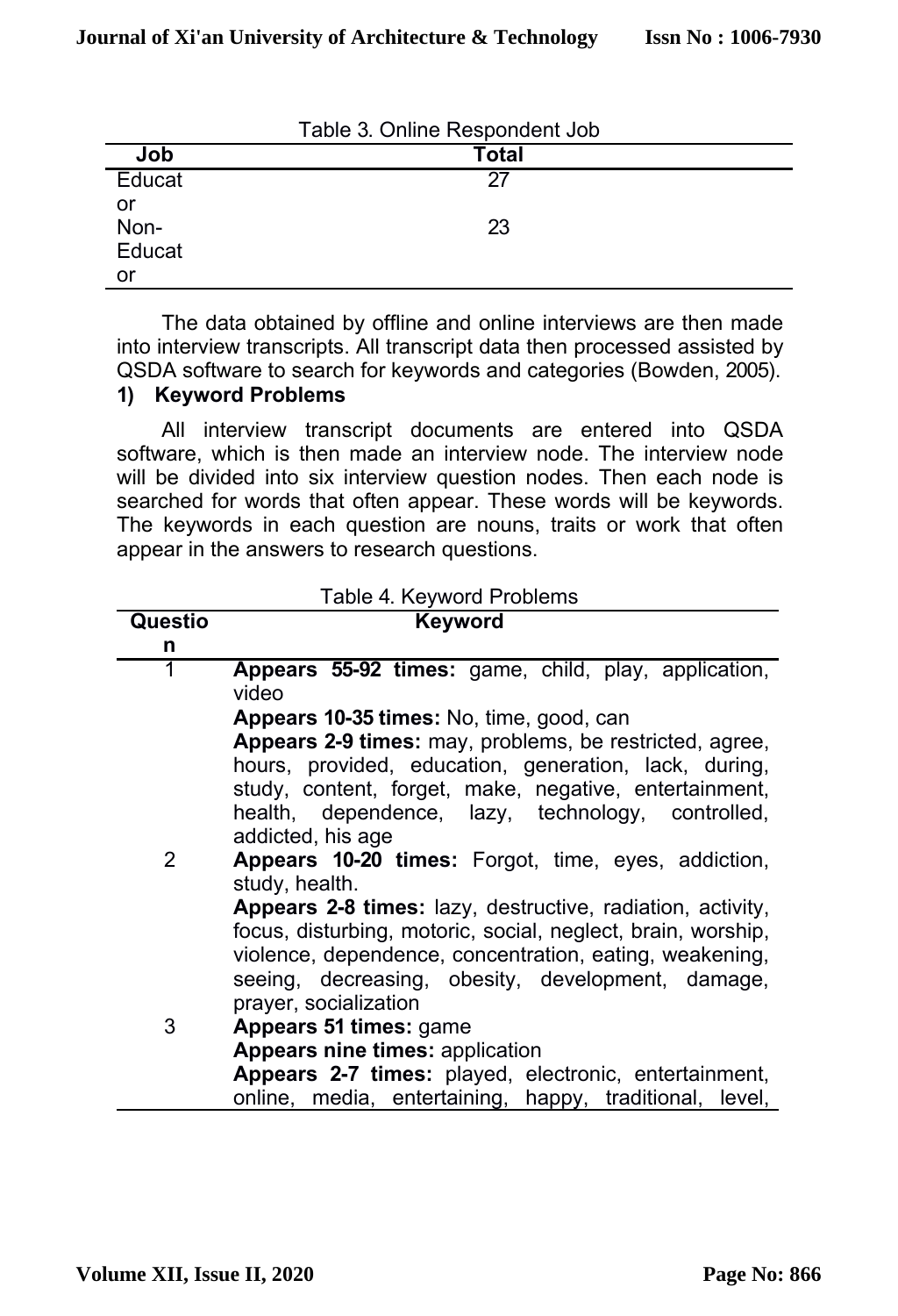Table 3. Online Respondent Job

| Job | Total |
|---|---|
| Educator | 27 |
| Non-Educator | 23 |

The data obtained by offline and online interviews are then made into interview transcripts. All transcript data then processed assisted by QSDA software to search for keywords and categories (Bowden, 2005).

**1) Keyword Problems**

All interview transcript documents are entered into QSDA software, which is then made an interview node. The interview node will be divided into six interview question nodes. Then each node is searched for words that often appear. These words will be keywords. The keywords in each question are nouns, traits or work that often appear in the answers to research questions.

Table 4. Keyword Problems

| Question | Keyword |
|---|---|
| 1 | **Appears 55-92 times:** game, child, play, application, video<br>**Appears 10-35 times:** No, time, good, can<br>**Appears 2-9 times:** may, problems, be restricted, agree, hours, provided, education, generation, lack, during, study, content, forget, make, negative, entertainment, health, dependence, lazy, technology, controlled, addicted, his age |
| 2 | **Appears 10-20 times:** Forgot, time, eyes, addiction, study, health.<br>**Appears 2-8 times:** lazy, destructive, radiation, activity, focus, disturbing, motoric, social, neglect, brain, worship, violence, dependence, concentration, eating, weakening, seeing, decreasing, obesity, development, damage, prayer, socialization |
| 3 | **Appears 51 times:** game<br>**Appears nine times:** application<br>**Appears 2-7 times:** played, electronic, entertainment, online, media, entertaining, happy, traditional, level, |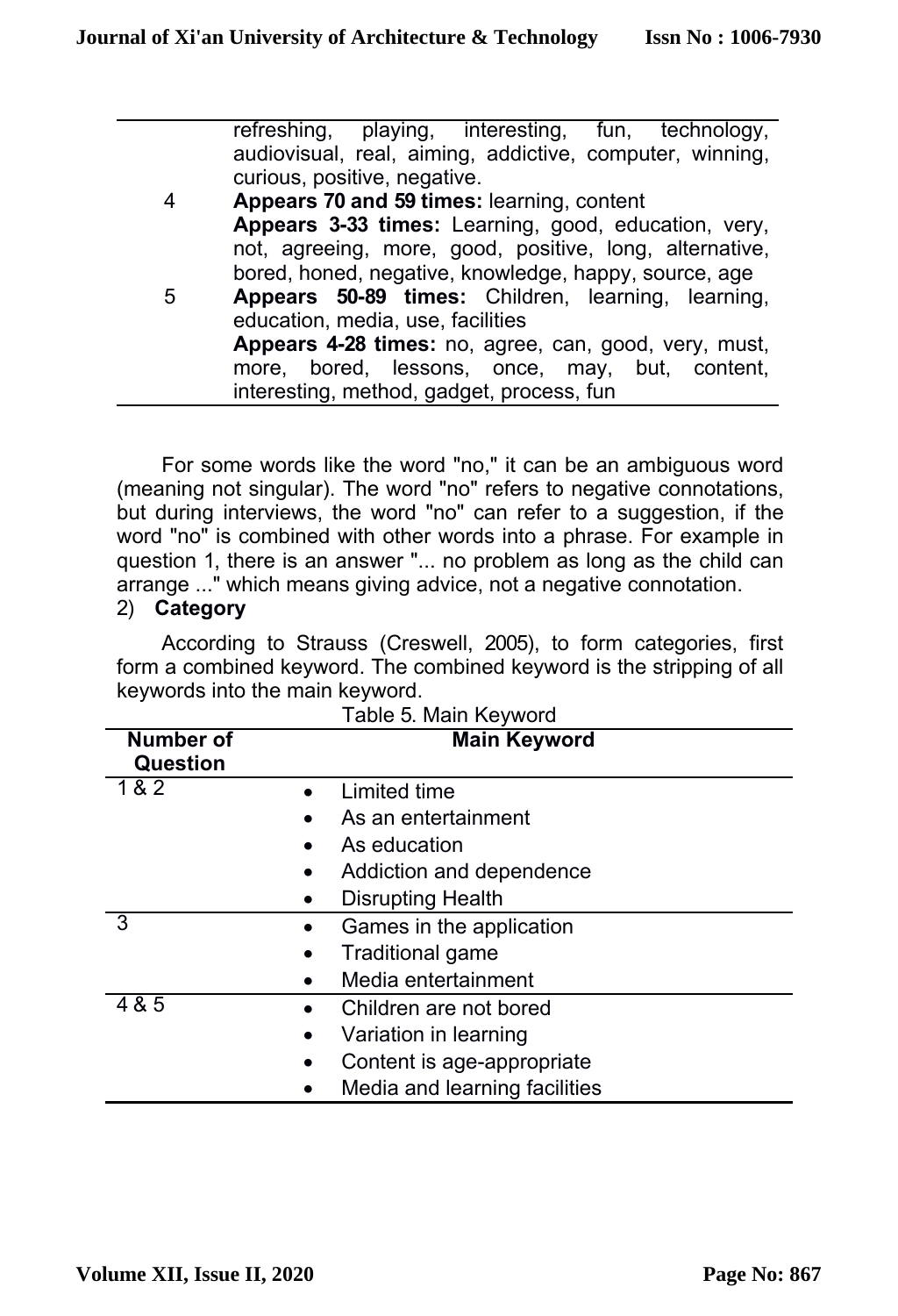| | |
|---|---|
| | refreshing, playing, interesting, fun, technology, audiovisual, real, aiming, addictive, computer, winning, curious, positive, negative. |
| 4 | **Appears 70 and 59 times:** learning, content<br>**Appears 3-33 times:** Learning, good, education, very, not, agreeing, more, good, positive, long, alternative, bored, honed, negative, knowledge, happy, source, age |
| 5 | **Appears 50-89 times:** Children, learning, learning, education, media, use, facilities<br>**Appears 4-28 times:** no, agree, can, good, very, must, more, bored, lessons, once, may, but, content, interesting, method, gadget, process, fun |

For some words like the word "no," it can be an ambiguous word (meaning not singular). The word "no" refers to negative connotations, but during interviews, the word "no" can refer to a suggestion, if the word "no" is combined with other words into a phrase. For example in question 1, there is an answer "... no problem as long as the child can arrange ..." which means giving advice, not a negative connotation.

2) **Category**

According to Strauss (Creswell, 2005), to form categories, first form a combined keyword. The combined keyword is the stripping of all keywords into the main keyword.

Table 5. Main Keyword

| Number of Question | Main Keyword |
|---|---|
| 1 & 2 | • Limited time<br>• As an entertainment<br>• As education<br>• Addiction and dependence<br>• Disrupting Health |
| 3 | • Games in the application<br>• Traditional game<br>• Media entertainment |
| 4 & 5 | • Children are not bored<br>• Variation in learning<br>• Content is age-appropriate<br>• Media and learning facilities |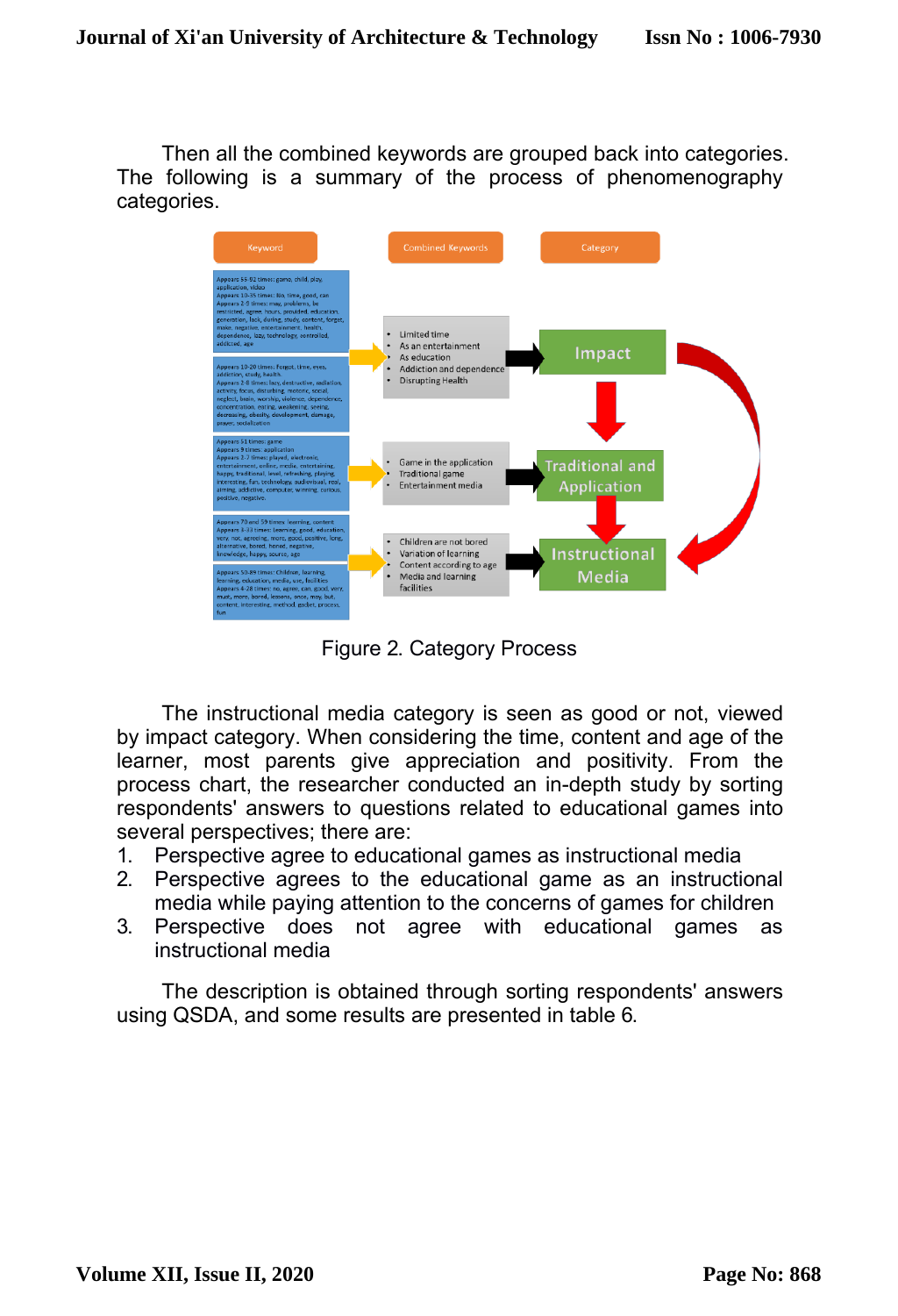Then all the combined keywords are grouped back into categories. The following is a summary of the process of phenomenography categories.

Figure 2. Category Process

The instructional media category is seen as good or not, viewed by impact category. When considering the time, content and age of the learner, most parents give appreciation and positivity. From the process chart, the researcher conducted an in-depth study by sorting respondents' answers to questions related to educational games into several perspectives; there are:

1. Perspective agree to educational games as instructional media
2. Perspective agrees to the educational game as an instructional media while paying attention to the concerns of games for children
3. Perspective does not agree with educational games as instructional media

The description is obtained through sorting respondents' answers using QSDA, and some results are presented in table 6.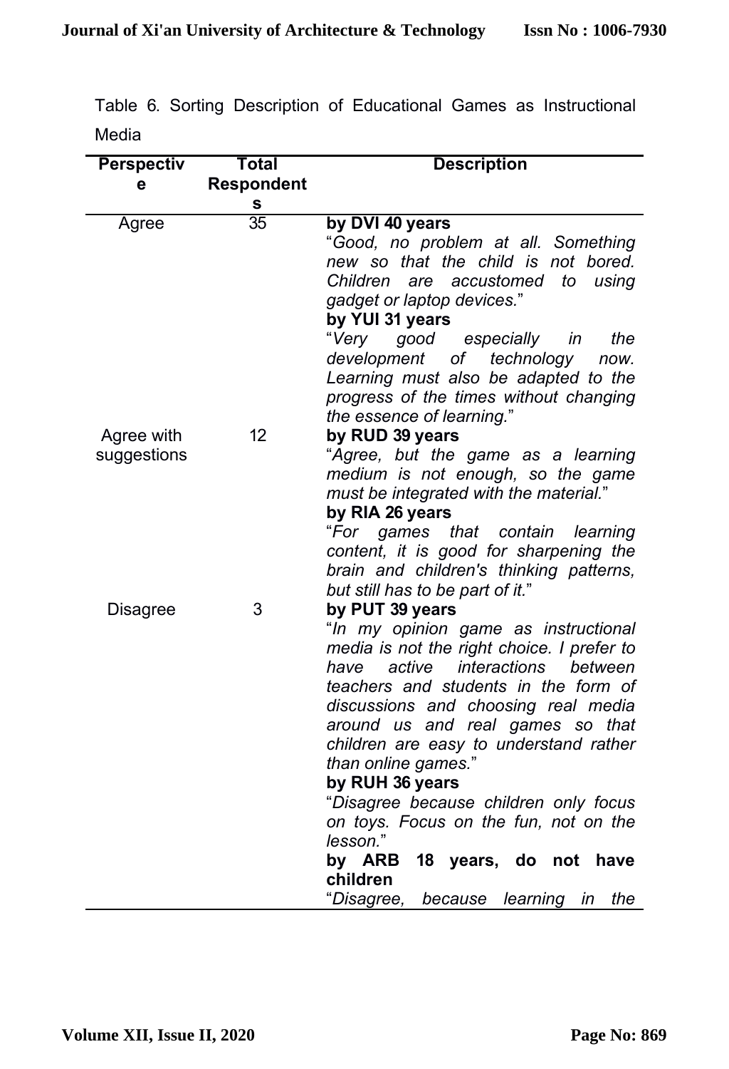Table 6. Sorting Description of Educational Games as Instructional Media

| Perspective | Total Respondents | Description |
|---|---|---|
| Agree | 35 | **by DVI 40 years**<br>"*Good, no problem at all. Something new so that the child is not bored. Children are accustomed to using gadget or laptop devices.*"<br>**by YUI 31 years**<br>"*Very good especially in the development of technology now. Learning must also be adapted to the progress of the times without changing the essence of learning.*" |
| Agree with suggestions | 12 | **by RUD 39 years**<br>"*Agree, but the game as a learning medium is not enough, so the game must be integrated with the material.*"<br>**by RIA 26 years**<br>"*For games that contain learning content, it is good for sharpening the brain and children's thinking patterns, but still has to be part of it.*" |
| Disagree | 3 | **by PUT 39 years**<br>"*In my opinion game as instructional media is not the right choice. I prefer to have active interactions between teachers and students in the form of discussions and choosing real media around us and real games so that children are easy to understand rather than online games.*"<br>**by RUH 36 years**<br>"*Disagree because children only focus on toys. Focus on the fun, not on the lesson.*"<br>**by ARB 18 years, do not have children**<br>"*Disagree, because learning in the* |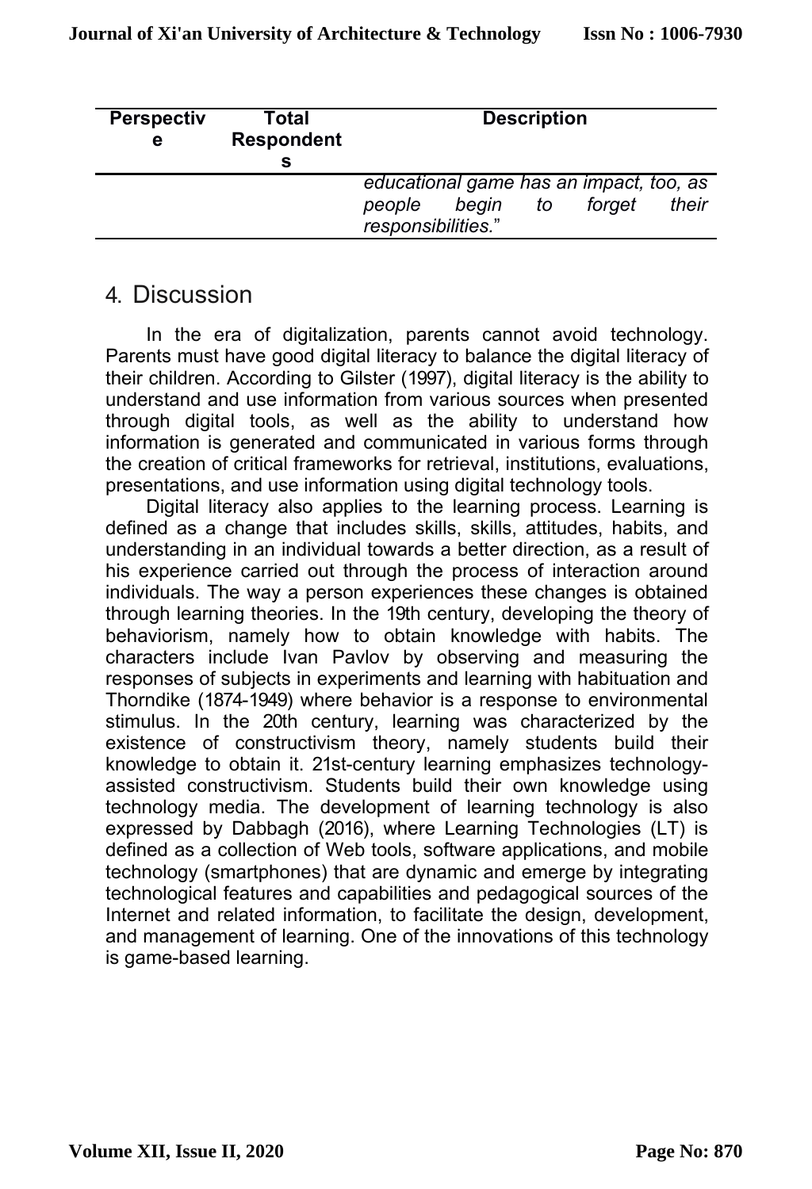| Perspective | Total Respondents | Description |
|---|---|---|
| | | *educational game has an impact, too, as people begin to forget their responsibilities.*" |

## 4. Discussion

In the era of digitalization, parents cannot avoid technology. Parents must have good digital literacy to balance the digital literacy of their children. According to Gilster (1997), digital literacy is the ability to understand and use information from various sources when presented through digital tools, as well as the ability to understand how information is generated and communicated in various forms through the creation of critical frameworks for retrieval, institutions, evaluations, presentations, and use information using digital technology tools.

Digital literacy also applies to the learning process. Learning is defined as a change that includes skills, skills, attitudes, habits, and understanding in an individual towards a better direction, as a result of his experience carried out through the process of interaction around individuals. The way a person experiences these changes is obtained through learning theories. In the 19th century, developing the theory of behaviorism, namely how to obtain knowledge with habits. The characters include Ivan Pavlov by observing and measuring the responses of subjects in experiments and learning with habituation and Thorndike (1874-1949) where behavior is a response to environmental stimulus. In the 20th century, learning was characterized by the existence of constructivism theory, namely students build their knowledge to obtain it. 21st-century learning emphasizes technology-assisted constructivism. Students build their own knowledge using technology media. The development of learning technology is also expressed by Dabbagh (2016), where Learning Technologies (LT) is defined as a collection of Web tools, software applications, and mobile technology (smartphones) that are dynamic and emerge by integrating technological features and capabilities and pedagogical sources of the Internet and related information, to facilitate the design, development, and management of learning. One of the innovations of this technology is game-based learning.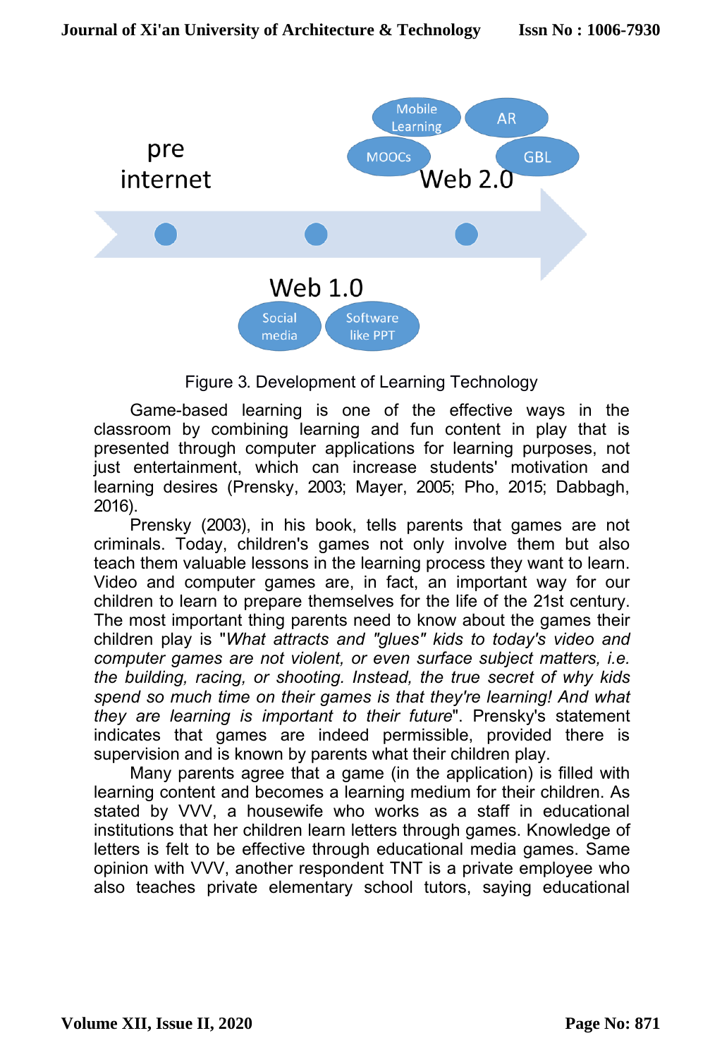Figure 3. Development of Learning Technology

Game-based learning is one of the effective ways in the classroom by combining learning and fun content in play that is presented through computer applications for learning purposes, not just entertainment, which can increase students' motivation and learning desires (Prensky, 2003; Mayer, 2005; Pho, 2015; Dabbagh, 2016).

Prensky (2003), in his book, tells parents that games are not criminals. Today, children's games not only involve them but also teach them valuable lessons in the learning process they want to learn. Video and computer games are, in fact, an important way for our children to learn to prepare themselves for the life of the 21st century. The most important thing parents need to know about the games their children play is "*What attracts and "glues" kids to today's video and computer games are not violent, or even surface subject matters, i.e. the building, racing, or shooting. Instead, the true secret of why kids spend so much time on their games is that they're learning! And what they are learning is important to their future*". Prensky's statement indicates that games are indeed permissible, provided there is supervision and is known by parents what their children play.

Many parents agree that a game (in the application) is filled with learning content and becomes a learning medium for their children. As stated by VVV, a housewife who works as a staff in educational institutions that her children learn letters through games. Knowledge of letters is felt to be effective through educational media games. Same opinion with VVV, another respondent TNT is a private employee who also teaches private elementary school tutors, saying educational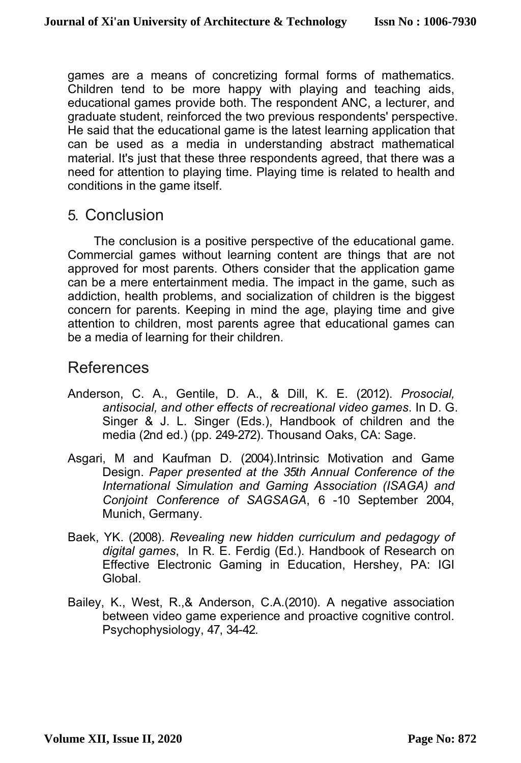games are a means of concretizing formal forms of mathematics. Children tend to be more happy with playing and teaching aids, educational games provide both. The respondent ANC, a lecturer, and graduate student, reinforced the two previous respondents' perspective. He said that the educational game is the latest learning application that can be used as a media in understanding abstract mathematical material. It's just that these three respondents agreed, that there was a need for attention to playing time. Playing time is related to health and conditions in the game itself.

## 5. Conclusion

The conclusion is a positive perspective of the educational game. Commercial games without learning content are things that are not approved for most parents. Others consider that the application game can be a mere entertainment media. The impact in the game, such as addiction, health problems, and socialization of children is the biggest concern for parents. Keeping in mind the age, playing time and give attention to children, most parents agree that educational games can be a media of learning for their children.

## References

Anderson, C. A., Gentile, D. A., & Dill, K. E. (2012). *Prosocial, antisocial, and other effects of recreational video games*. In D. G. Singer & J. L. Singer (Eds.), Handbook of children and the media (2nd ed.) (pp. 249-272). Thousand Oaks, CA: Sage.

Asgari, M and Kaufman D. (2004).Intrinsic Motivation and Game Design. *Paper presented at the 35th Annual Conference of the International Simulation and Gaming Association (ISAGA) and Conjoint Conference of SAGSAGA*, 6 -10 September 2004, Munich, Germany.

Baek, YK. (2008). *Revealing new hidden curriculum and pedagogy of digital games*, In R. E. Ferdig (Ed.). Handbook of Research on Effective Electronic Gaming in Education, Hershey, PA: IGI Global.

Bailey, K., West, R.,& Anderson, C.A.(2010). A negative association between video game experience and proactive cognitive control. Psychophysiology, 47, 34-42.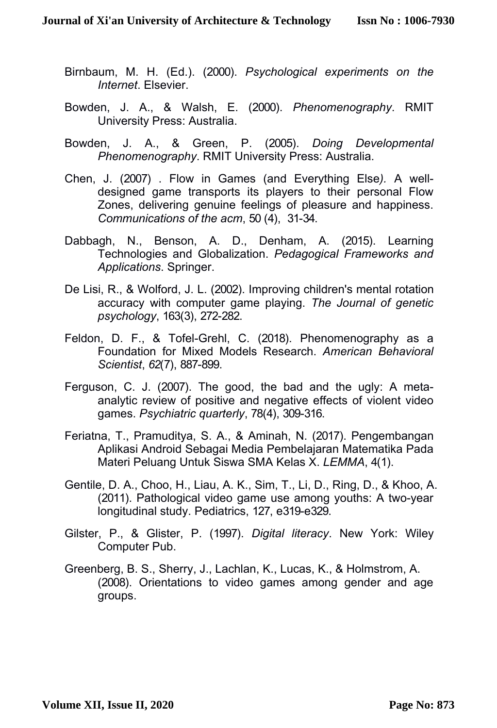Birnbaum, M. H. (Ed.). (2000). *Psychological experiments on the Internet*. Elsevier.

Bowden, J. A., & Walsh, E. (2000). *Phenomenography*. RMIT University Press: Australia.

Bowden, J. A., & Green, P. (2005). *Doing Developmental Phenomenography*. RMIT University Press: Australia.

Chen, J. (2007) . Flow in Games (and Everything Else*).* A well-designed game transports its players to their personal Flow Zones, delivering genuine feelings of pleasure and happiness. *Communications of the acm*, 50 (4), 31-34.

Dabbagh, N., Benson, A. D., Denham, A. (2015). Learning Technologies and Globalization. *Pedagogical Frameworks and Applications*. Springer.

De Lisi, R., & Wolford, J. L. (2002). Improving children's mental rotation accuracy with computer game playing. *The Journal of genetic psychology*, 163(3), 272-282.

Feldon, D. F., & Tofel-Grehl, C. (2018). Phenomenography as a Foundation for Mixed Models Research. *American Behavioral Scientist*, *62*(7), 887-899.

Ferguson, C. J. (2007). The good, the bad and the ugly: A meta-analytic review of positive and negative effects of violent video games. *Psychiatric quarterly*, 78(4), 309-316.

Feriatna, T., Pramuditya, S. A., & Aminah, N. (2017). Pengembangan Aplikasi Android Sebagai Media Pembelajaran Matematika Pada Materi Peluang Untuk Siswa SMA Kelas X. *LEMMA*, 4(1).

Gentile, D. A., Choo, H., Liau, A. K., Sim, T., Li, D., Ring, D., & Khoo, A. (2011). Pathological video game use among youths: A two-year longitudinal study. Pediatrics, 127, e319-e329.

Gilster, P., & Glister, P. (1997). *Digital literacy*. New York: Wiley Computer Pub.

Greenberg, B. S., Sherry, J., Lachlan, K., Lucas, K., & Holmstrom, A. (2008). Orientations to video games among gender and age groups.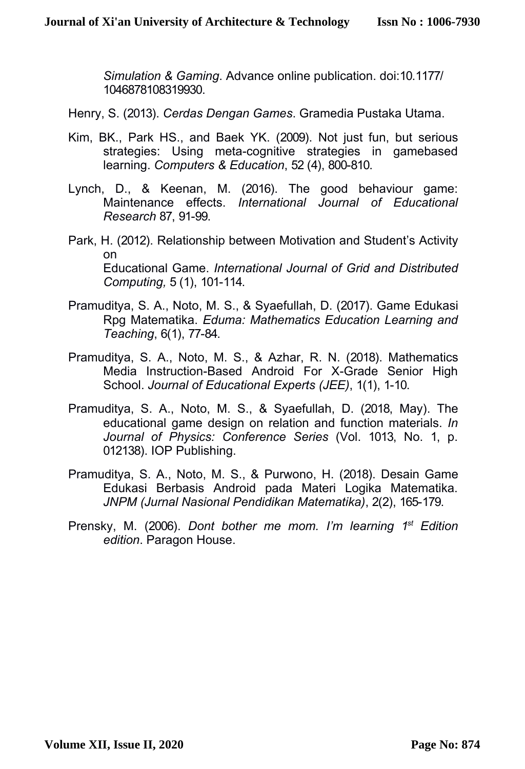*Simulation & Gaming*. Advance online publication. doi:10.1177/ 1046878108319930.

Henry, S. (2013). *Cerdas Dengan Games*. Gramedia Pustaka Utama.

Kim, BK., Park HS., and Baek YK. (2009). Not just fun, but serious strategies: Using meta-cognitive strategies in gamebased learning. *Computers & Education*, 52 (4), 800-810.

Lynch, D., & Keenan, M. (2016). The good behaviour game: Maintenance effects. *International Journal of Educational Research* 87, 91-99.

Park, H. (2012). Relationship between Motivation and Student's Activity on Educational Game. *International Journal of Grid and Distributed Computing,* 5 (1), 101-114.

Pramuditya, S. A., Noto, M. S., & Syaefullah, D. (2017). Game Edukasi Rpg Matematika. *Eduma: Mathematics Education Learning and Teaching*, 6(1), 77-84.

Pramuditya, S. A., Noto, M. S., & Azhar, R. N. (2018). Mathematics Media Instruction-Based Android For X-Grade Senior High School. *Journal of Educational Experts (JEE)*, 1(1), 1-10.

Pramuditya, S. A., Noto, M. S., & Syaefullah, D. (2018, May). The educational game design on relation and function materials. *In Journal of Physics: Conference Series* (Vol. 1013, No. 1, p. 012138). IOP Publishing.

Pramuditya, S. A., Noto, M. S., & Purwono, H. (2018). Desain Game Edukasi Berbasis Android pada Materi Logika Matematika. *JNPM (Jurnal Nasional Pendidikan Matematika)*, 2(2), 165-179.

Prensky, M. (2006). *Dont bother me mom. I'm learning 1st Edition edition*. Paragon House.